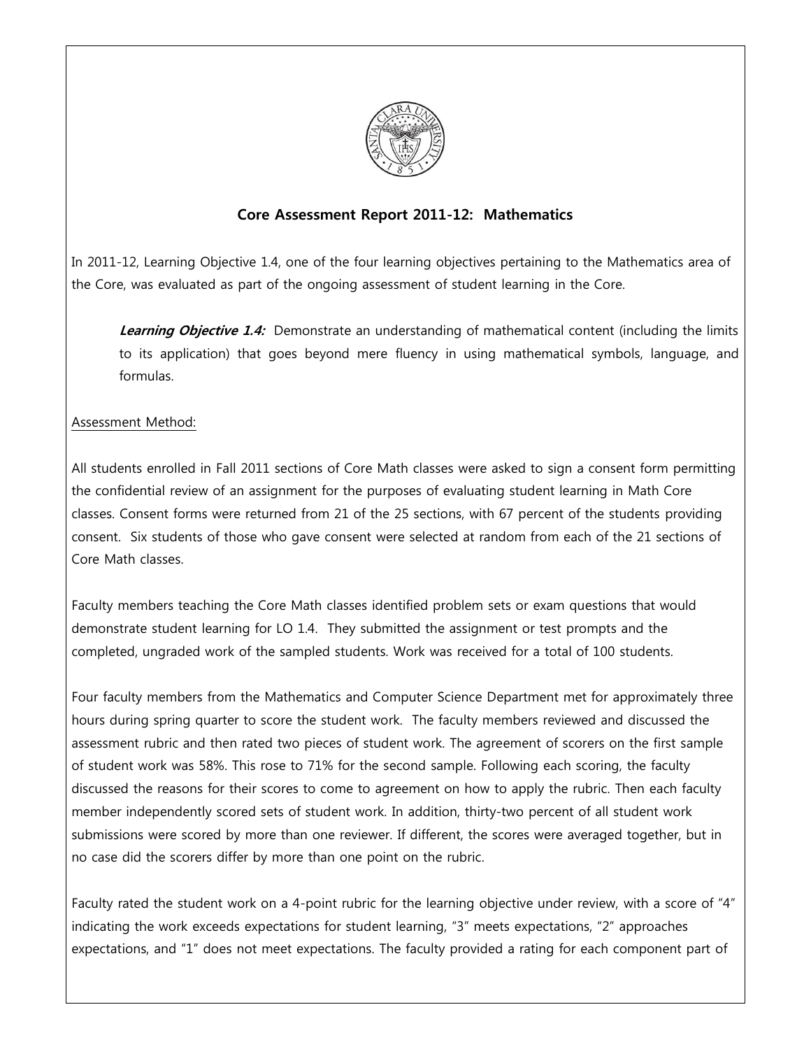# Core Assessment Report 2011-12: Mathematics

In 2011-12, Learning Objective 1.4, one of the four learning objectives pertaining to the Mathematics area of the Core, was evaluated as part of the ongoing assessment of student learning in the Core.

> ***Learning Objective 1.4:*** Demonstrate an understanding of mathematical content (including the limits to its application) that goes beyond mere fluency in using mathematical symbols, language, and formulas.

Assessment Method:

All students enrolled in Fall 2011 sections of Core Math classes were asked to sign a consent form permitting the confidential review of an assignment for the purposes of evaluating student learning in Math Core classes. Consent forms were returned from 21 of the 25 sections, with 67 percent of the students providing consent. Six students of those who gave consent were selected at random from each of the 21 sections of Core Math classes.

Faculty members teaching the Core Math classes identified problem sets or exam questions that would demonstrate student learning for LO 1.4. They submitted the assignment or test prompts and the completed, ungraded work of the sampled students. Work was received for a total of 100 students.

Four faculty members from the Mathematics and Computer Science Department met for approximately three hours during spring quarter to score the student work. The faculty members reviewed and discussed the assessment rubric and then rated two pieces of student work. The agreement of scorers on the first sample of student work was 58%. This rose to 71% for the second sample. Following each scoring, the faculty discussed the reasons for their scores to come to agreement on how to apply the rubric. Then each faculty member independently scored sets of student work. In addition, thirty-two percent of all student work submissions were scored by more than one reviewer. If different, the scores were averaged together, but in no case did the scorers differ by more than one point on the rubric.

Faculty rated the student work on a 4-point rubric for the learning objective under review, with a score of "4" indicating the work exceeds expectations for student learning, "3" meets expectations, "2" approaches expectations, and "1" does not meet expectations. The faculty provided a rating for each component part of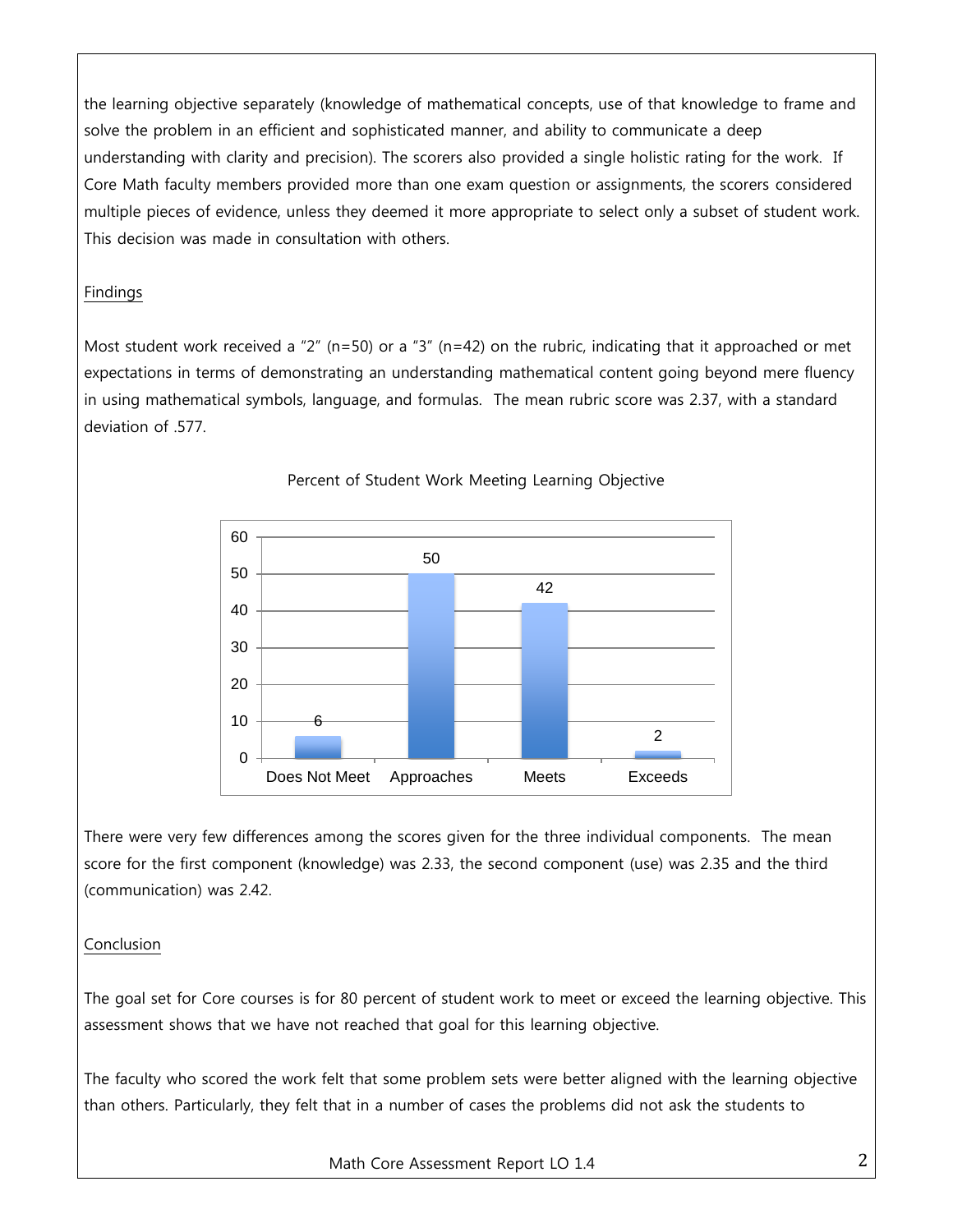the learning objective separately (knowledge of mathematical concepts, use of that knowledge to frame and solve the problem in an efficient and sophisticated manner, and ability to communicate a deep understanding with clarity and precision). The scorers also provided a single holistic rating for the work. If Core Math faculty members provided more than one exam question or assignments, the scorers considered multiple pieces of evidence, unless they deemed it more appropriate to select only a subset of student work. This decision was made in consultation with others.

## Findings

Most student work received a "2" (n=50) or a "3" (n=42) on the rubric, indicating that it approached or met expectations in terms of demonstrating an understanding mathematical content going beyond mere fluency in using mathematical symbols, language, and formulas. The mean rubric score was 2.37, with a standard deviation of .577.

Percent of Student Work Meeting Learning Objective

| Does Not Meet | Approaches | Meets | Exceeds |
|---|---|---|---|
| 6 | 50 | 42 | 2 |

There were very few differences among the scores given for the three individual components. The mean score for the first component (knowledge) was 2.33, the second component (use) was 2.35 and the third (communication) was 2.42.

## Conclusion

The goal set for Core courses is for 80 percent of student work to meet or exceed the learning objective. This assessment shows that we have not reached that goal for this learning objective.

The faculty who scored the work felt that some problem sets were better aligned with the learning objective than others. Particularly, they felt that in a number of cases the problems did not ask the students to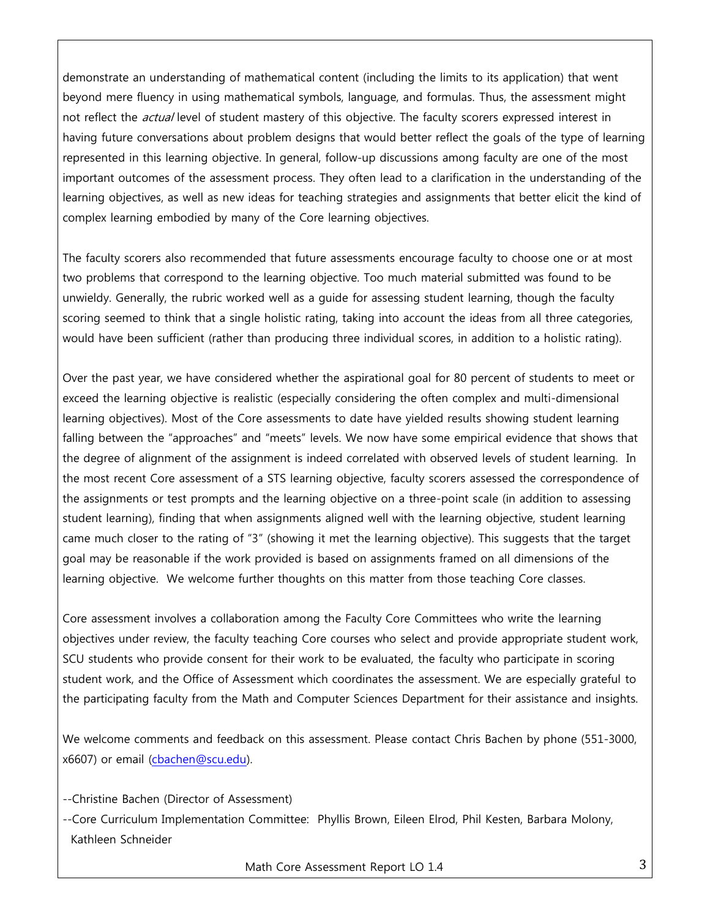demonstrate an understanding of mathematical content (including the limits to its application) that went beyond mere fluency in using mathematical symbols, language, and formulas. Thus, the assessment might not reflect the *actual* level of student mastery of this objective. The faculty scorers expressed interest in having future conversations about problem designs that would better reflect the goals of the type of learning represented in this learning objective. In general, follow-up discussions among faculty are one of the most important outcomes of the assessment process. They often lead to a clarification in the understanding of the learning objectives, as well as new ideas for teaching strategies and assignments that better elicit the kind of complex learning embodied by many of the Core learning objectives.

The faculty scorers also recommended that future assessments encourage faculty to choose one or at most two problems that correspond to the learning objective. Too much material submitted was found to be unwieldy. Generally, the rubric worked well as a guide for assessing student learning, though the faculty scoring seemed to think that a single holistic rating, taking into account the ideas from all three categories, would have been sufficient (rather than producing three individual scores, in addition to a holistic rating).

Over the past year, we have considered whether the aspirational goal for 80 percent of students to meet or exceed the learning objective is realistic (especially considering the often complex and multi-dimensional learning objectives). Most of the Core assessments to date have yielded results showing student learning falling between the "approaches" and "meets" levels. We now have some empirical evidence that shows that the degree of alignment of the assignment is indeed correlated with observed levels of student learning. In the most recent Core assessment of a STS learning objective, faculty scorers assessed the correspondence of the assignments or test prompts and the learning objective on a three-point scale (in addition to assessing student learning), finding that when assignments aligned well with the learning objective, student learning came much closer to the rating of "3" (showing it met the learning objective). This suggests that the target goal may be reasonable if the work provided is based on assignments framed on all dimensions of the learning objective. We welcome further thoughts on this matter from those teaching Core classes.

Core assessment involves a collaboration among the Faculty Core Committees who write the learning objectives under review, the faculty teaching Core courses who select and provide appropriate student work, SCU students who provide consent for their work to be evaluated, the faculty who participate in scoring student work, and the Office of Assessment which coordinates the assessment. We are especially grateful to the participating faculty from the Math and Computer Sciences Department for their assistance and insights.

We welcome comments and feedback on this assessment. Please contact Chris Bachen by phone (551-3000, x6607) or email (cbachen@scu.edu).

--Christine Bachen (Director of Assessment)

--Core Curriculum Implementation Committee: Phyllis Brown, Eileen Elrod, Phil Kesten, Barbara Molony, Kathleen Schneider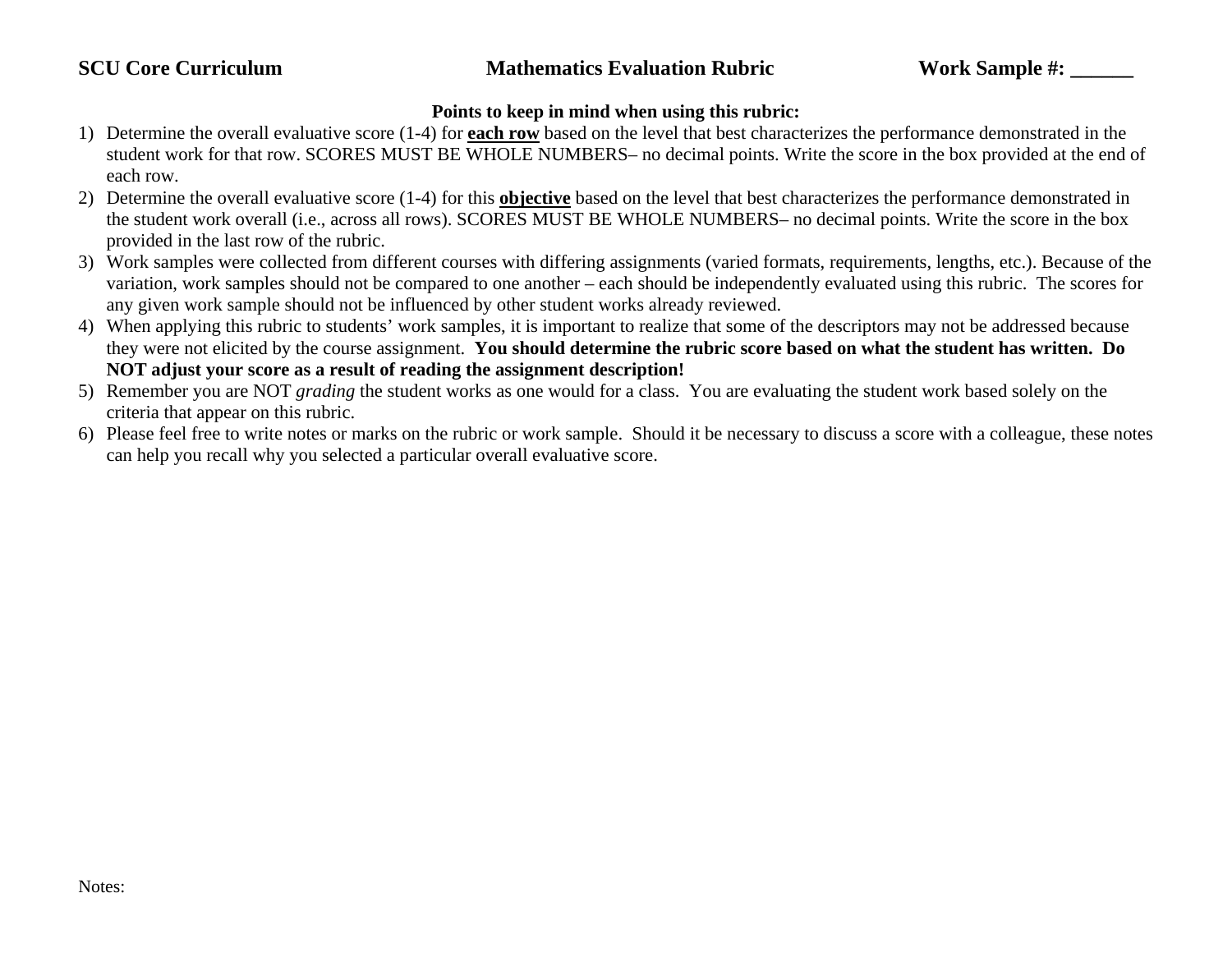**SCU Core Curriculum** **Mathematics Evaluation Rubric** **Work Sample #: ______**

**Points to keep in mind when using this rubric:**

1) Determine the overall evaluative score (1-4) for **each row** based on the level that best characterizes the performance demonstrated in the student work for that row. SCORES MUST BE WHOLE NUMBERS– no decimal points. Write the score in the box provided at the end of each row.
2) Determine the overall evaluative score (1-4) for this **objective** based on the level that best characterizes the performance demonstrated in the student work overall (i.e., across all rows). SCORES MUST BE WHOLE NUMBERS– no decimal points. Write the score in the box provided in the last row of the rubric.
3) Work samples were collected from different courses with differing assignments (varied formats, requirements, lengths, etc.). Because of the variation, work samples should not be compared to one another – each should be independently evaluated using this rubric. The scores for any given work sample should not be influenced by other student works already reviewed.
4) When applying this rubric to students' work samples, it is important to realize that some of the descriptors may not be addressed because they were not elicited by the course assignment. **You should determine the rubric score based on what the student has written. Do NOT adjust your score as a result of reading the assignment description!**
5) Remember you are NOT *grading* the student works as one would for a class. You are evaluating the student work based solely on the criteria that appear on this rubric.
6) Please feel free to write notes or marks on the rubric or work sample. Should it be necessary to discuss a score with a colleague, these notes can help you recall why you selected a particular overall evaluative score.

Notes: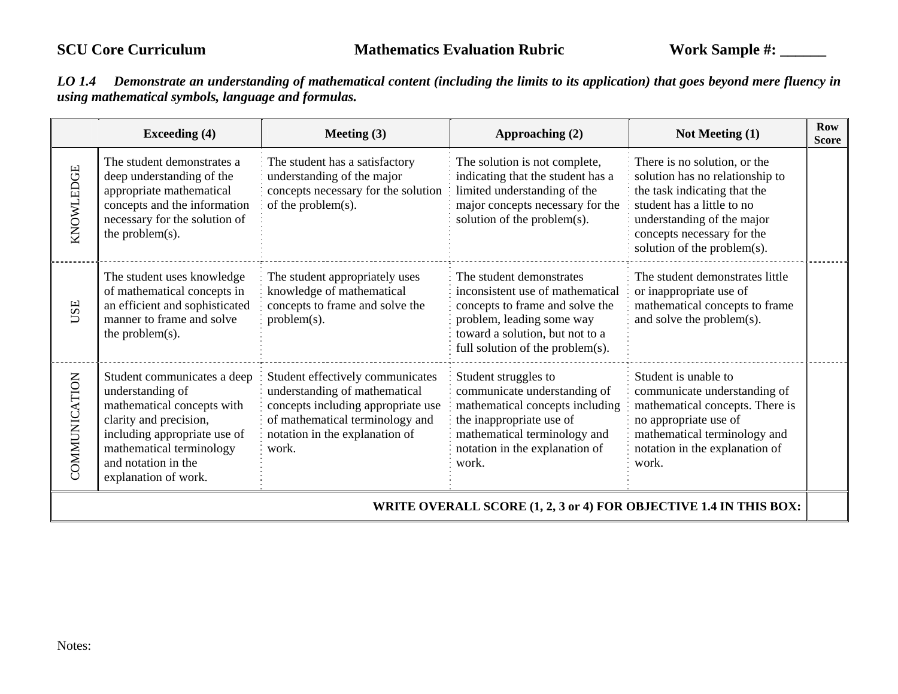**SCU Core Curriculum** **Mathematics Evaluation Rubric** **Work Sample #: ______**

***LO 1.4 Demonstrate an understanding of mathematical content (including the limits to its application) that goes beyond mere fluency in using mathematical symbols, language and formulas.***

| | **Exceeding (4)** | **Meeting (3)** | **Approaching (2)** | **Not Meeting (1)** | **Row Score** |
|---|---|---|---|---|---|
| KNOWLEDGE | The student demonstrates a deep understanding of the appropriate mathematical concepts and the information necessary for the solution of the problem(s). | The student has a satisfactory understanding of the major concepts necessary for the solution of the problem(s). | The solution is not complete, indicating that the student has a limited understanding of the major concepts necessary for the solution of the problem(s). | There is no solution, or the solution has no relationship to the task indicating that the student has a little to no understanding of the major concepts necessary for the solution of the problem(s). | |
| USE | The student uses knowledge of mathematical concepts in an efficient and sophisticated manner to frame and solve the problem(s). | The student appropriately uses knowledge of mathematical concepts to frame and solve the problem(s). | The student demonstrates inconsistent use of mathematical concepts to frame and solve the problem, leading some way toward a solution, but not to a full solution of the problem(s). | The student demonstrates little or inappropriate use of mathematical concepts to frame and solve the problem(s). | |
| COMMUNICATION | Student communicates a deep understanding of mathematical concepts with clarity and precision, including appropriate use of mathematical terminology and notation in the explanation of work. | Student effectively communicates understanding of mathematical concepts including appropriate use of mathematical terminology and notation in the explanation of work. | Student struggles to communicate understanding of mathematical concepts including the inappropriate use of mathematical terminology and notation in the explanation of work. | Student is unable to communicate understanding of mathematical concepts. There is no appropriate use of mathematical terminology and notation in the explanation of work. | |
| **WRITE OVERALL SCORE (1, 2, 3 or 4) FOR OBJECTIVE 1.4 IN THIS BOX:** | | | | | |

Notes: